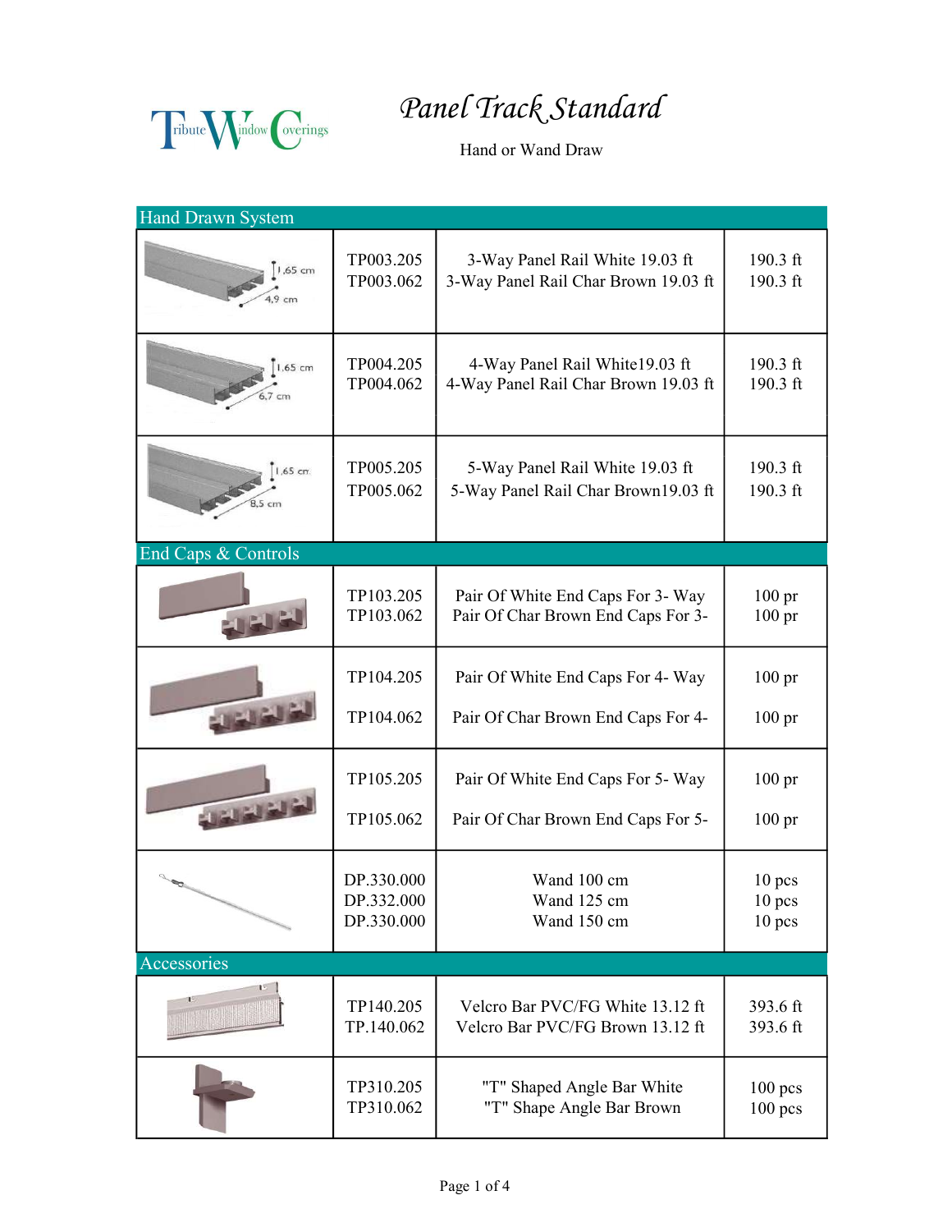Tribute Window Coverings

# Panel Track Standard

Hand or Wand Draw

| Hand Drawn System | | | |
|---|---|---|---|
| 1,65 cm / 4,9 cm | TP003.205<br>TP003.062 | 3-Way Panel Rail White 19.03 ft<br>3-Way Panel Rail Char Brown 19.03 ft | 190.3 ft<br>190.3 ft |
| 1,65 cm / 6,7 cm | TP004.205<br>TP004.062 | 4-Way Panel Rail White19.03 ft<br>4-Way Panel Rail Char Brown 19.03 ft | 190.3 ft<br>190.3 ft |
| 1,65 cm / 8,5 cm | TP005.205<br>TP005.062 | 5-Way Panel Rail White 19.03 ft<br>5-Way Panel Rail Char Brown19.03 ft | 190.3 ft<br>190.3 ft |
| **End Caps & Controls** | | | |
| | TP103.205<br>TP103.062 | Pair Of White End Caps For 3- Way<br>Pair Of Char Brown End Caps For 3- | 100 pr<br>100 pr |
| | TP104.205<br>TP104.062 | Pair Of White End Caps For 4- Way<br>Pair Of Char Brown End Caps For 4- | 100 pr<br>100 pr |
| | TP105.205<br>TP105.062 | Pair Of White End Caps For 5- Way<br>Pair Of Char Brown End Caps For 5- | 100 pr<br>100 pr |
| | DP.330.000<br>DP.332.000<br>DP.330.000 | Wand 100 cm<br>Wand 125 cm<br>Wand 150 cm | 10 pcs<br>10 pcs<br>10 pcs |
| **Accessories** | | | |
| | TP140.205<br>TP.140.062 | Velcro Bar PVC/FG White 13.12 ft<br>Velcro Bar PVC/FG Brown 13.12 ft | 393.6 ft<br>393.6 ft |
| | TP310.205<br>TP310.062 | "T" Shaped Angle Bar White<br>"T" Shape Angle Bar Brown | 100 pcs<br>100 pcs |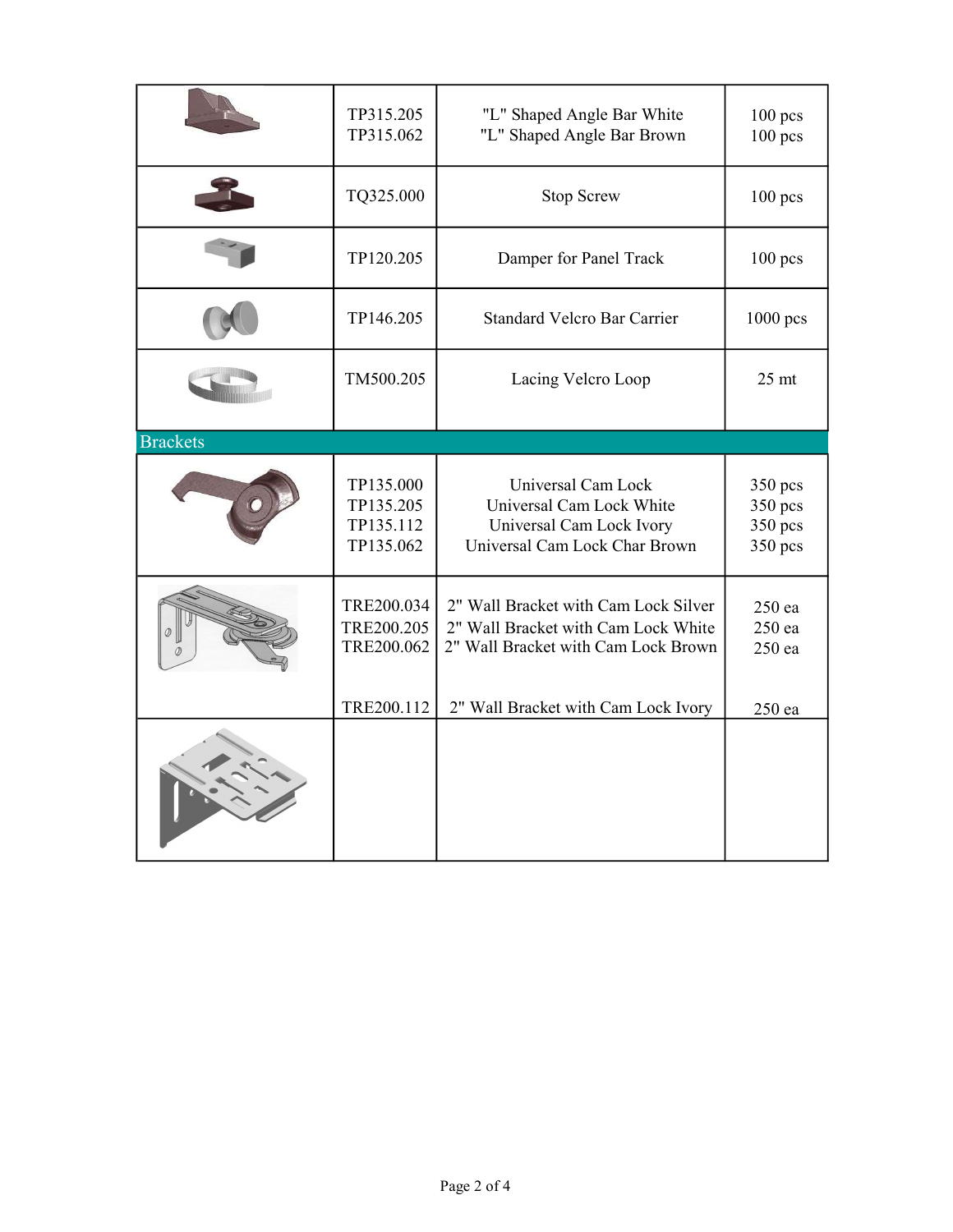| | | | |
|---|---|---|---|
| | TP315.205<br>TP315.062 | "L" Shaped Angle Bar White<br>"L" Shaped Angle Bar Brown | 100 pcs<br>100 pcs |
| | TQ325.000 | Stop Screw | 100 pcs |
| | TP120.205 | Damper for Panel Track | 100 pcs |
| | TP146.205 | Standard Velcro Bar Carrier | 1000 pcs |
| | TM500.205 | Lacing Velcro Loop | 25 mt |
| **Brackets** | | | |
| | TP135.000<br>TP135.205<br>TP135.112<br>TP135.062 | Universal Cam Lock<br>Universal Cam Lock White<br>Universal Cam Lock Ivory<br>Universal Cam Lock Char Brown | 350 pcs<br>350 pcs<br>350 pcs<br>350 pcs |
| | TRE200.034<br>TRE200.205<br>TRE200.062<br>TRE200.112 | 2" Wall Bracket with Cam Lock Silver<br>2" Wall Bracket with Cam Lock White<br>2" Wall Bracket with Cam Lock Brown<br>2" Wall Bracket with Cam Lock Ivory | 250 ea<br>250 ea<br>250 ea<br>250 ea |
| | | | |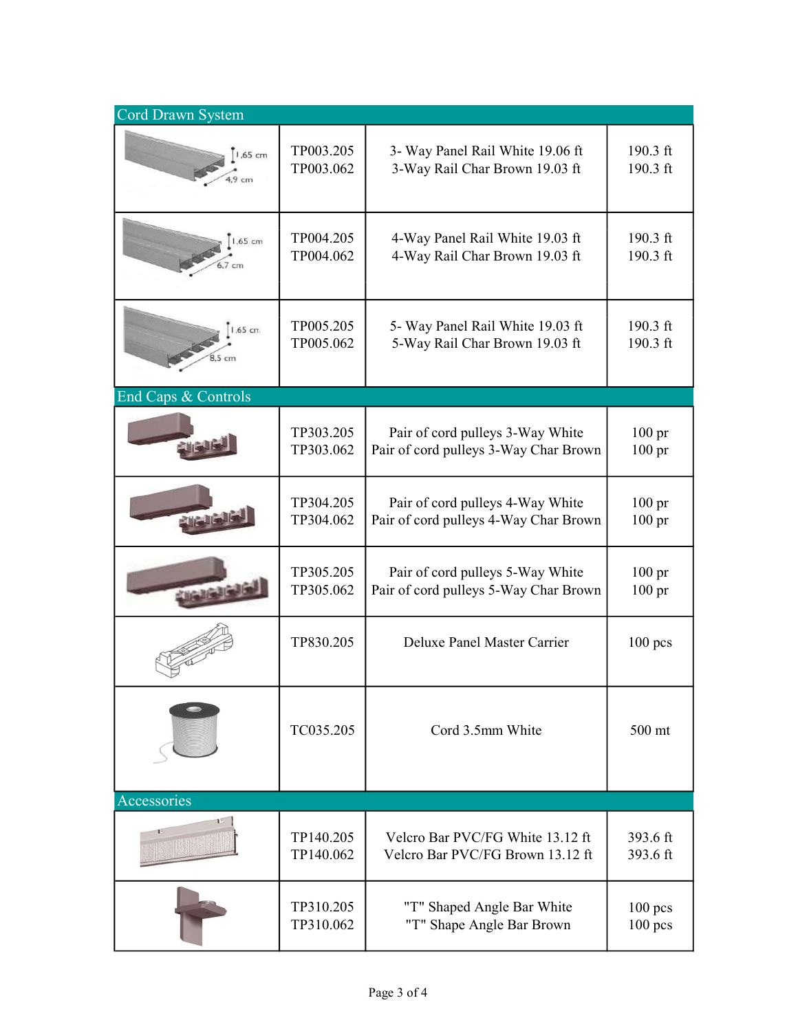| Cord Drawn System | | | |
|---|---|---|---|
| | TP003.205<br>TP003.062 | 3- Way Panel Rail White 19.06 ft<br>3-Way Rail Char Brown 19.03 ft | 190.3 ft<br>190.3 ft |
| | TP004.205<br>TP004.062 | 4-Way Panel Rail White 19.03 ft<br>4-Way Rail Char Brown 19.03 ft | 190.3 ft<br>190.3 ft |
| | TP005.205<br>TP005.062 | 5- Way Panel Rail White 19.03 ft<br>5-Way Rail Char Brown 19.03 ft | 190.3 ft<br>190.3 ft |
| **End Caps & Controls** | | | |
| | TP303.205<br>TP303.062 | Pair of cord pulleys 3-Way White<br>Pair of cord pulleys 3-Way Char Brown | 100 pr<br>100 pr |
| | TP304.205<br>TP304.062 | Pair of cord pulleys 4-Way White<br>Pair of cord pulleys 4-Way Char Brown | 100 pr<br>100 pr |
| | TP305.205<br>TP305.062 | Pair of cord pulleys 5-Way White<br>Pair of cord pulleys 5-Way Char Brown | 100 pr<br>100 pr |
| | TP830.205 | Deluxe Panel Master Carrier | 100 pcs |
| | TC035.205 | Cord 3.5mm White | 500 mt |
| **Accessories** | | | |
| | TP140.205<br>TP140.062 | Velcro Bar PVC/FG White 13.12 ft<br>Velcro Bar PVC/FG Brown 13.12 ft | 393.6 ft<br>393.6 ft |
| | TP310.205<br>TP310.062 | "T" Shaped Angle Bar White<br>"T" Shape Angle Bar Brown | 100 pcs<br>100 pcs |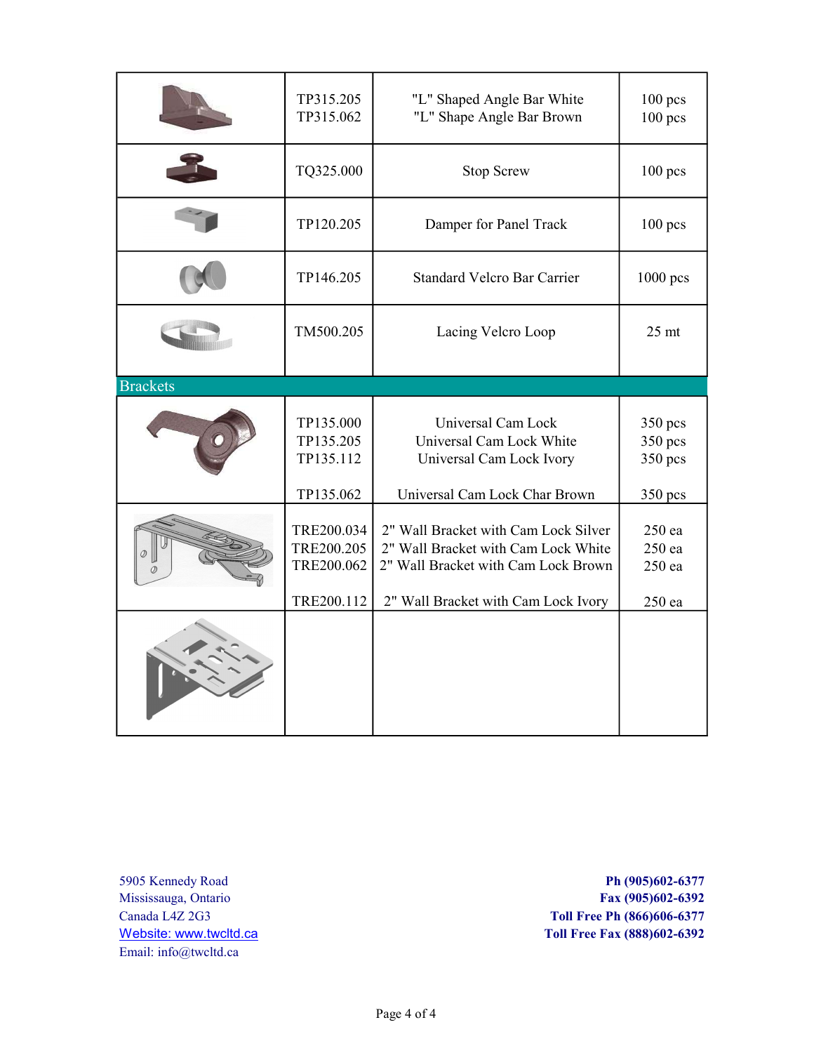| | | | |
|---|---|---|---|
| | TP315.205<br>TP315.062 | "L" Shaped Angle Bar White<br>"L" Shape Angle Bar Brown | 100 pcs<br>100 pcs |
| | TQ325.000 | Stop Screw | 100 pcs |
| | TP120.205 | Damper for Panel Track | 100 pcs |
| | TP146.205 | Standard Velcro Bar Carrier | 1000 pcs |
| | TM500.205 | Lacing Velcro Loop | 25 mt |
| **Brackets** | | | |
| | TP135.000<br>TP135.205<br>TP135.112<br><br>TP135.062 | Universal Cam Lock<br>Universal Cam Lock White<br>Universal Cam Lock Ivory<br><br>Universal Cam Lock Char Brown | 350 pcs<br>350 pcs<br>350 pcs<br><br>350 pcs |
| | TRE200.034<br>TRE200.205<br>TRE200.062<br><br>TRE200.112 | 2" Wall Bracket with Cam Lock Silver<br>2" Wall Bracket with Cam Lock White<br>2" Wall Bracket with Cam Lock Brown<br><br>2" Wall Bracket with Cam Lock Ivory | 250 ea<br>250 ea<br>250 ea<br><br>250 ea |
| | | | |

5905 Kennedy Road
Mississauga, Ontario
Canada L4Z 2G3
Website: www.twcltd.ca
Email: info@twcltd.ca

**Ph (905)602-6377**
**Fax (905)602-6392**
**Toll Free Ph (866)606-6377**
**Toll Free Fax (888)602-6392**